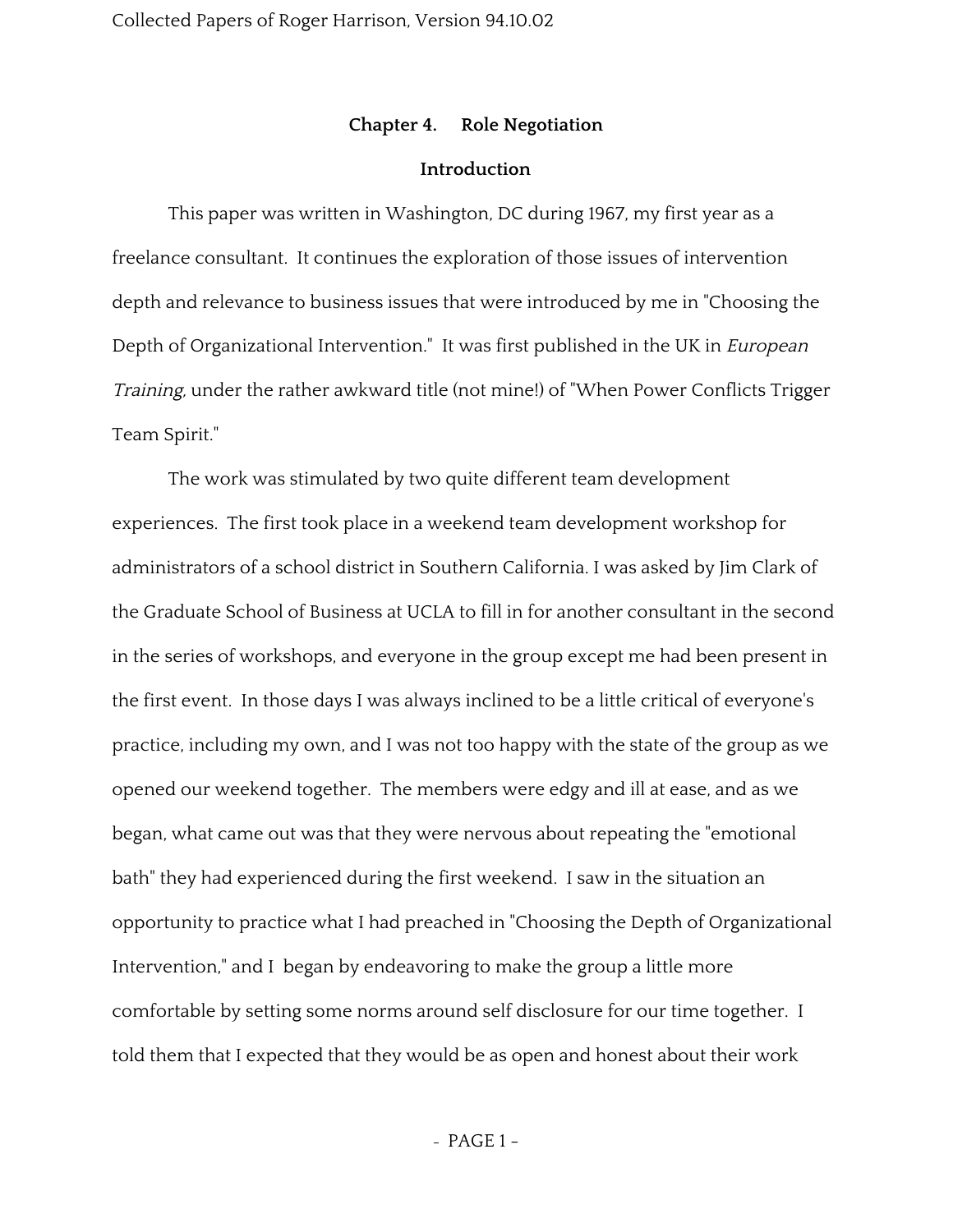# Chapter 4. Role Negotiation

## Introduction

This paper was written in Washington, DC during 1967, my first year as a freelance consultant. It continues the exploration of those issues of intervention depth and relevance to business issues that were introduced by me in "Choosing the Depth of Organizational Intervention." It was first published in the UK in *European Training,* under the rather awkward title (not mine!) of "When Power Conflicts Trigger Team Spirit."

The work was stimulated by two quite different team development experiences. The first took place in a weekend team development workshop for administrators of a school district in Southern California. I was asked by Jim Clark of the Graduate School of Business at UCLA to fill in for another consultant in the second in the series of workshops, and everyone in the group except me had been present in the first event. In those days I was always inclined to be a little critical of everyone's practice, including my own, and I was not too happy with the state of the group as we opened our weekend together. The members were edgy and ill at ease, and as we began, what came out was that they were nervous about repeating the "emotional bath" they had experienced during the first weekend. I saw in the situation an opportunity to practice what I had preached in "Choosing the Depth of Organizational Intervention," and I began by endeavoring to make the group a little more comfortable by setting some norms around self disclosure for our time together. I told them that I expected that they would be as open and honest about their work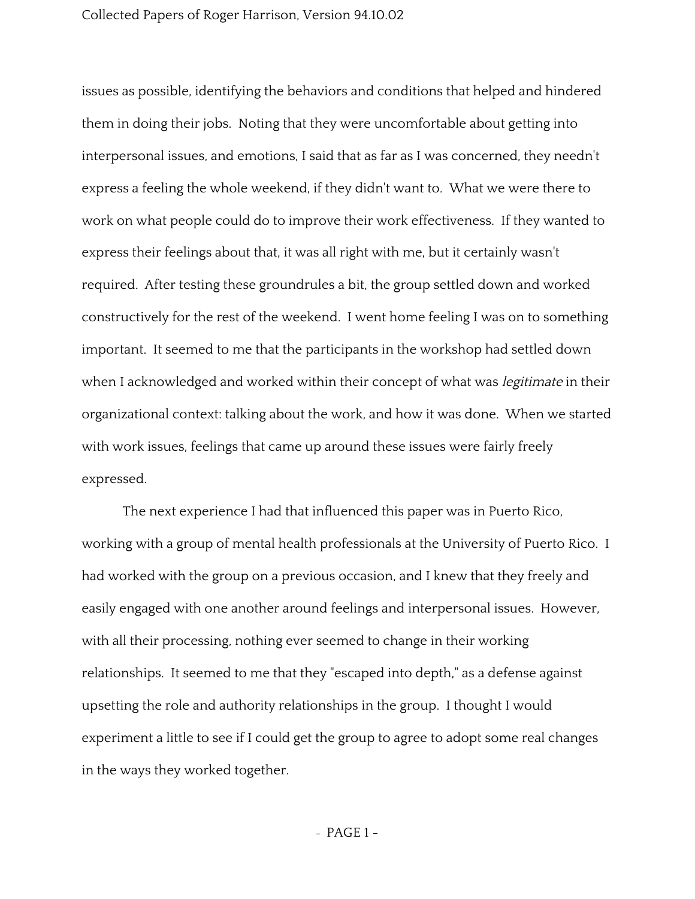issues as possible, identifying the behaviors and conditions that helped and hindered them in doing their jobs. Noting that they were uncomfortable about getting into interpersonal issues, and emotions, I said that as far as I was concerned, they needn't express a feeling the whole weekend, if they didn't want to. What we were there to work on what people could do to improve their work effectiveness. If they wanted to express their feelings about that, it was all right with me, but it certainly wasn't required. After testing these groundrules a bit, the group settled down and worked constructively for the rest of the weekend. I went home feeling I was on to something important. It seemed to me that the participants in the workshop had settled down when I acknowledged and worked within their concept of what was *legitimate* in their organizational context: talking about the work, and how it was done. When we started with work issues, feelings that came up around these issues were fairly freely expressed.

The next experience I had that influenced this paper was in Puerto Rico, working with a group of mental health professionals at the University of Puerto Rico. I had worked with the group on a previous occasion, and I knew that they freely and easily engaged with one another around feelings and interpersonal issues. However, with all their processing, nothing ever seemed to change in their working relationships. It seemed to me that they "escaped into depth," as a defense against upsetting the role and authority relationships in the group. I thought I would experiment a little to see if I could get the group to agree to adopt some real changes in the ways they worked together.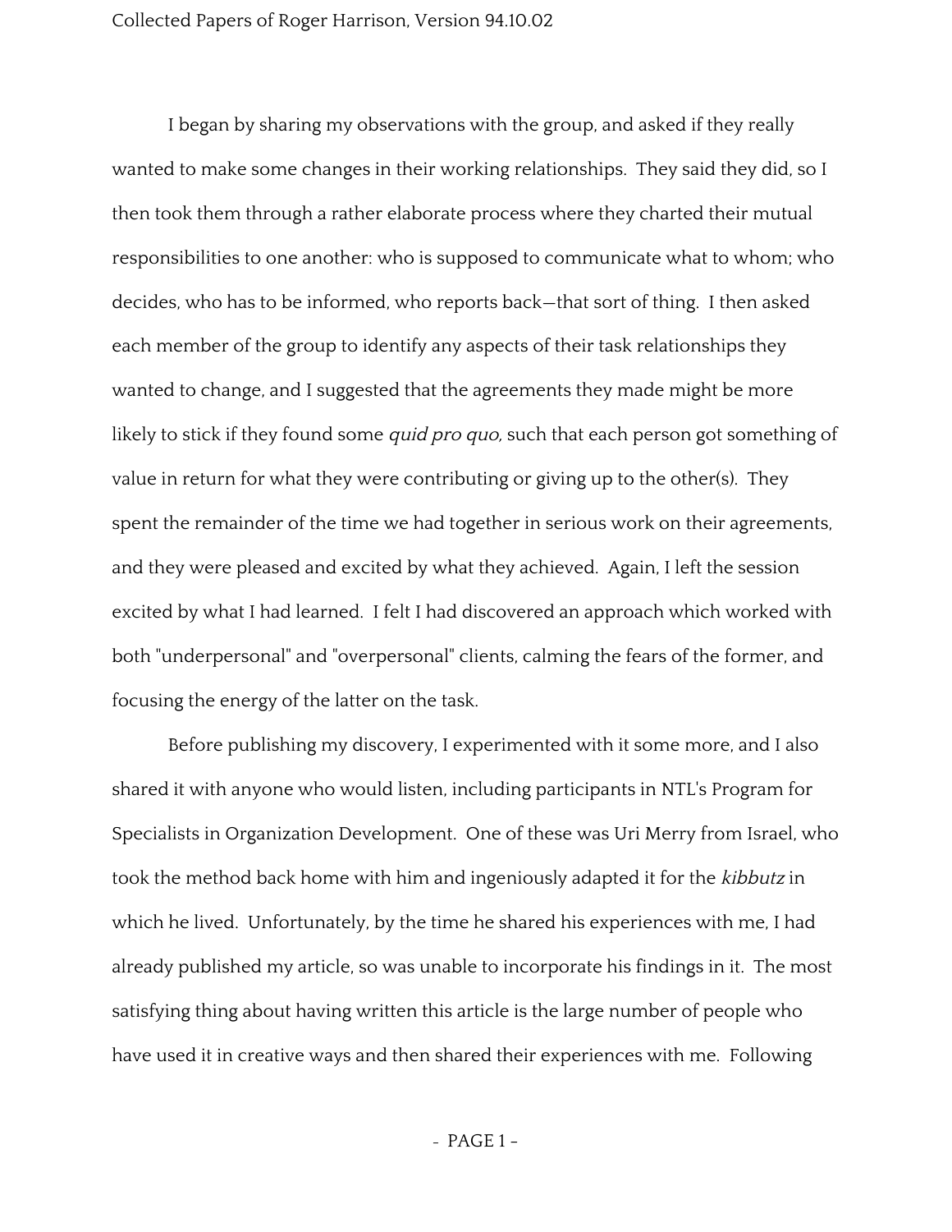I began by sharing my observations with the group, and asked if they really wanted to make some changes in their working relationships. They said they did, so I then took them through a rather elaborate process where they charted their mutual responsibilities to one another: who is supposed to communicate what to whom; who decides, who has to be informed, who reports back—that sort of thing. I then asked each member of the group to identify any aspects of their task relationships they wanted to change, and I suggested that the agreements they made might be more likely to stick if they found some *quid pro quo,* such that each person got something of value in return for what they were contributing or giving up to the other(s). They spent the remainder of the time we had together in serious work on their agreements, and they were pleased and excited by what they achieved. Again, I left the session excited by what I had learned. I felt I had discovered an approach which worked with both "underpersonal" and "overpersonal" clients, calming the fears of the former, and focusing the energy of the latter on the task.

Before publishing my discovery, I experimented with it some more, and I also shared it with anyone who would listen, including participants in NTL's Program for Specialists in Organization Development. One of these was Uri Merry from Israel, who took the method back home with him and ingeniously adapted it for the *kibbutz* in which he lived. Unfortunately, by the time he shared his experiences with me, I had already published my article, so was unable to incorporate his findings in it. The most satisfying thing about having written this article is the large number of people who have used it in creative ways and then shared their experiences with me. Following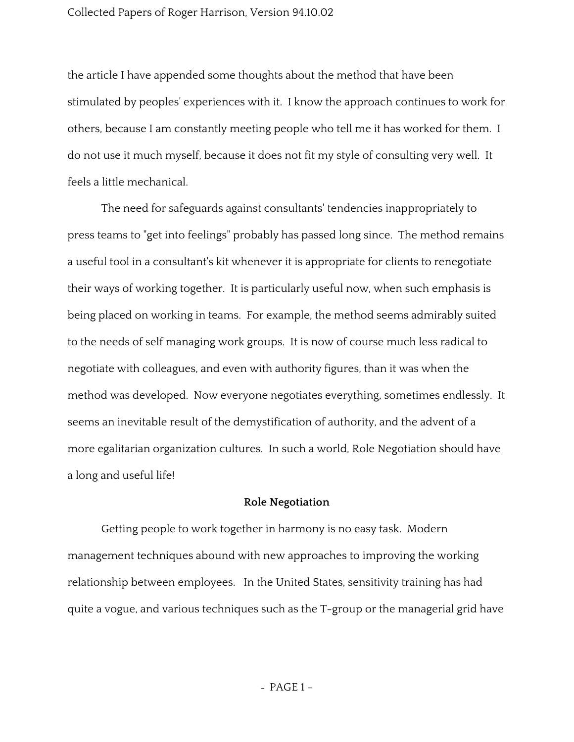the article I have appended some thoughts about the method that have been stimulated by peoples' experiences with it. I know the approach continues to work for others, because I am constantly meeting people who tell me it has worked for them. I do not use it much myself, because it does not fit my style of consulting very well. It feels a little mechanical.

The need for safeguards against consultants' tendencies inappropriately to press teams to "get into feelings" probably has passed long since. The method remains a useful tool in a consultant's kit whenever it is appropriate for clients to renegotiate their ways of working together. It is particularly useful now, when such emphasis is being placed on working in teams. For example, the method seems admirably suited to the needs of self managing work groups. It is now of course much less radical to negotiate with colleagues, and even with authority figures, than it was when the method was developed. Now everyone negotiates everything, sometimes endlessly. It seems an inevitable result of the demystification of authority, and the advent of a more egalitarian organization cultures. In such a world, Role Negotiation should have a long and useful life!

## Role Negotiation

Getting people to work together in harmony is no easy task. Modern management techniques abound with new approaches to improving the working relationship between employees. In the United States, sensitivity training has had quite a vogue, and various techniques such as the T-group or the managerial grid have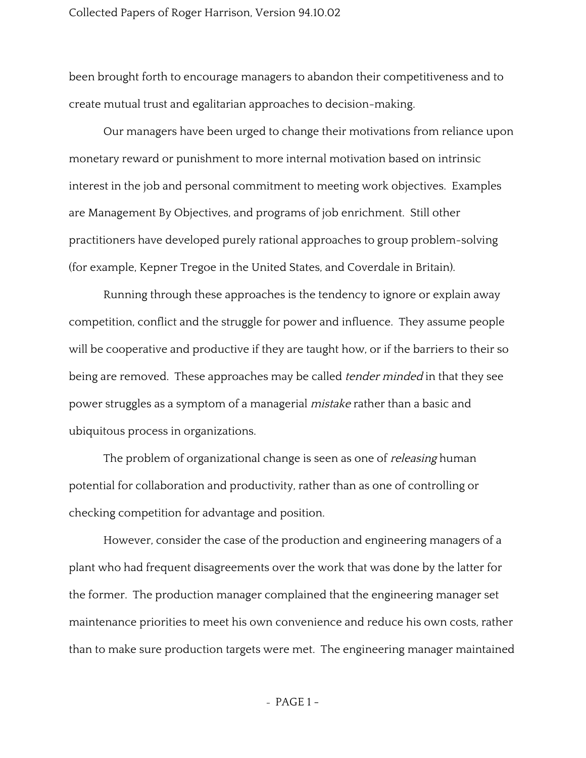been brought forth to encourage managers to abandon their competitiveness and to create mutual trust and egalitarian approaches to decision-making.

Our managers have been urged to change their motivations from reliance upon monetary reward or punishment to more internal motivation based on intrinsic interest in the job and personal commitment to meeting work objectives. Examples are Management By Objectives, and programs of job enrichment. Still other practitioners have developed purely rational approaches to group problem-solving (for example, Kepner Tregoe in the United States, and Coverdale in Britain).

Running through these approaches is the tendency to ignore or explain away competition, conflict and the struggle for power and influence. They assume people will be cooperative and productive if they are taught how, or if the barriers to their so being are removed. These approaches may be called *tender minded* in that they see power struggles as a symptom of a managerial *mistake* rather than a basic and ubiquitous process in organizations.

The problem of organizational change is seen as one of *releasing* human potential for collaboration and productivity, rather than as one of controlling or checking competition for advantage and position.

However, consider the case of the production and engineering managers of a plant who had frequent disagreements over the work that was done by the latter for the former. The production manager complained that the engineering manager set maintenance priorities to meet his own convenience and reduce his own costs, rather than to make sure production targets were met. The engineering manager maintained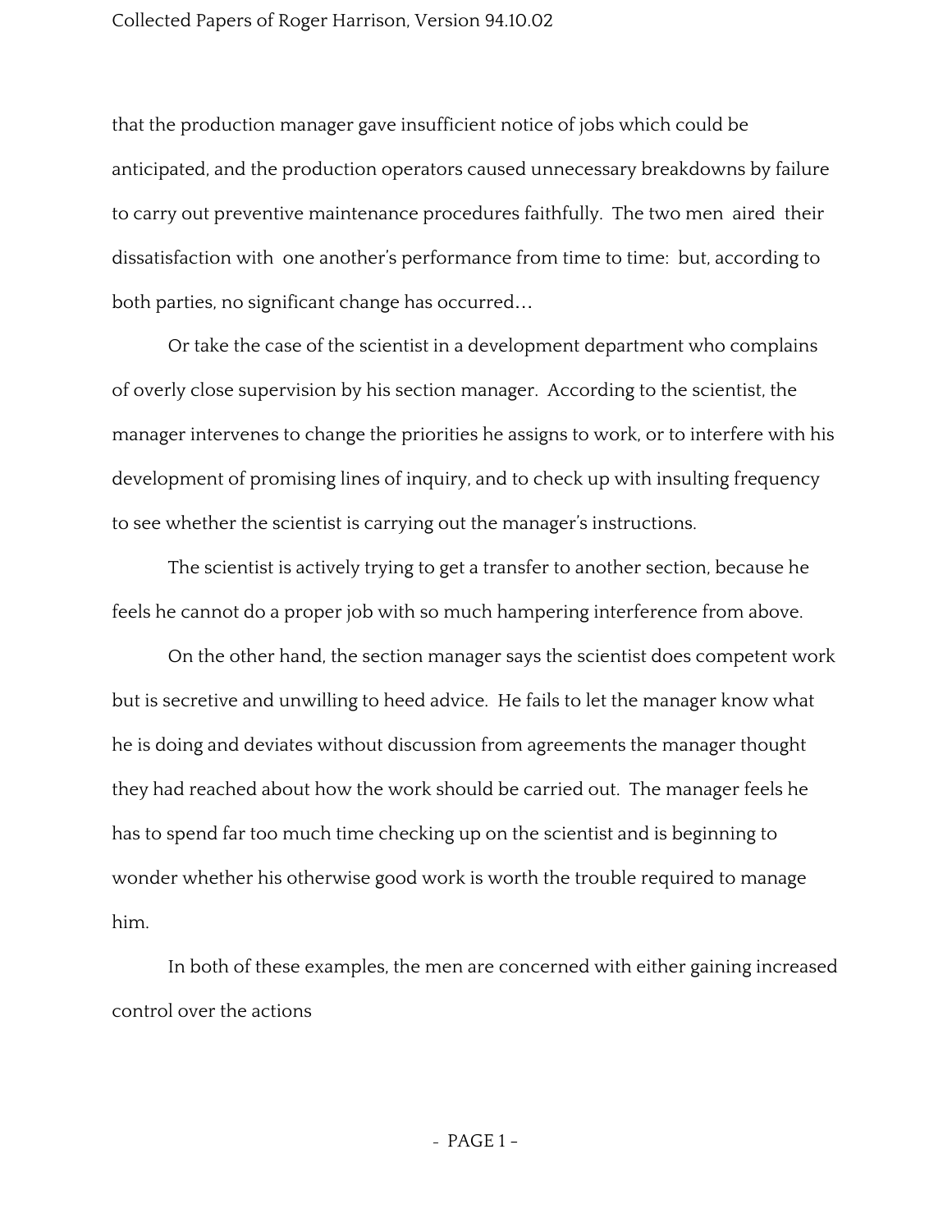that the production manager gave insufficient notice of jobs which could be anticipated, and the production operators caused unnecessary breakdowns by failure to carry out preventive maintenance procedures faithfully. The two men aired their dissatisfaction with one another's performance from time to time: but, according to both parties, no significant change has occurred…

Or take the case of the scientist in a development department who complains of overly close supervision by his section manager. According to the scientist, the manager intervenes to change the priorities he assigns to work, or to interfere with his development of promising lines of inquiry, and to check up with insulting frequency to see whether the scientist is carrying out the manager's instructions.

The scientist is actively trying to get a transfer to another section, because he feels he cannot do a proper job with so much hampering interference from above.

On the other hand, the section manager says the scientist does competent work but is secretive and unwilling to heed advice. He fails to let the manager know what he is doing and deviates without discussion from agreements the manager thought they had reached about how the work should be carried out. The manager feels he has to spend far too much time checking up on the scientist and is beginning to wonder whether his otherwise good work is worth the trouble required to manage him.

In both of these examples, the men are concerned with either gaining increased control over the actions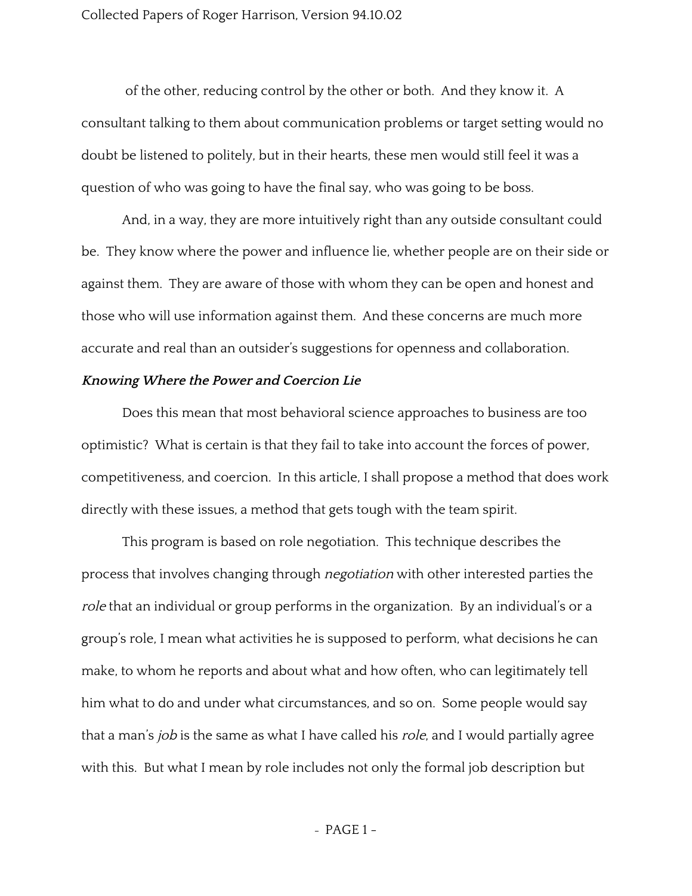of the other, reducing control by the other or both. And they know it. A consultant talking to them about communication problems or target setting would no doubt be listened to politely, but in their hearts, these men would still feel it was a question of who was going to have the final say, who was going to be boss.

And, in a way, they are more intuitively right than any outside consultant could be. They know where the power and influence lie, whether people are on their side or against them. They are aware of those with whom they can be open and honest and those who will use information against them. And these concerns are much more accurate and real than an outsider's suggestions for openness and collaboration.

### *Knowing Where the Power and Coercion Lie*

Does this mean that most behavioral science approaches to business are too optimistic? What is certain is that they fail to take into account the forces of power, competitiveness, and coercion. In this article, I shall propose a method that does work directly with these issues, a method that gets tough with the team spirit.

This program is based on role negotiation. This technique describes the process that involves changing through *negotiation* with other interested parties the *role* that an individual or group performs in the organization. By an individual's or a group's role, I mean what activities he is supposed to perform, what decisions he can make, to whom he reports and about what and how often, who can legitimately tell him what to do and under what circumstances, and so on. Some people would say that a man's *job* is the same as what I have called his *role*, and I would partially agree with this. But what I mean by role includes not only the formal job description but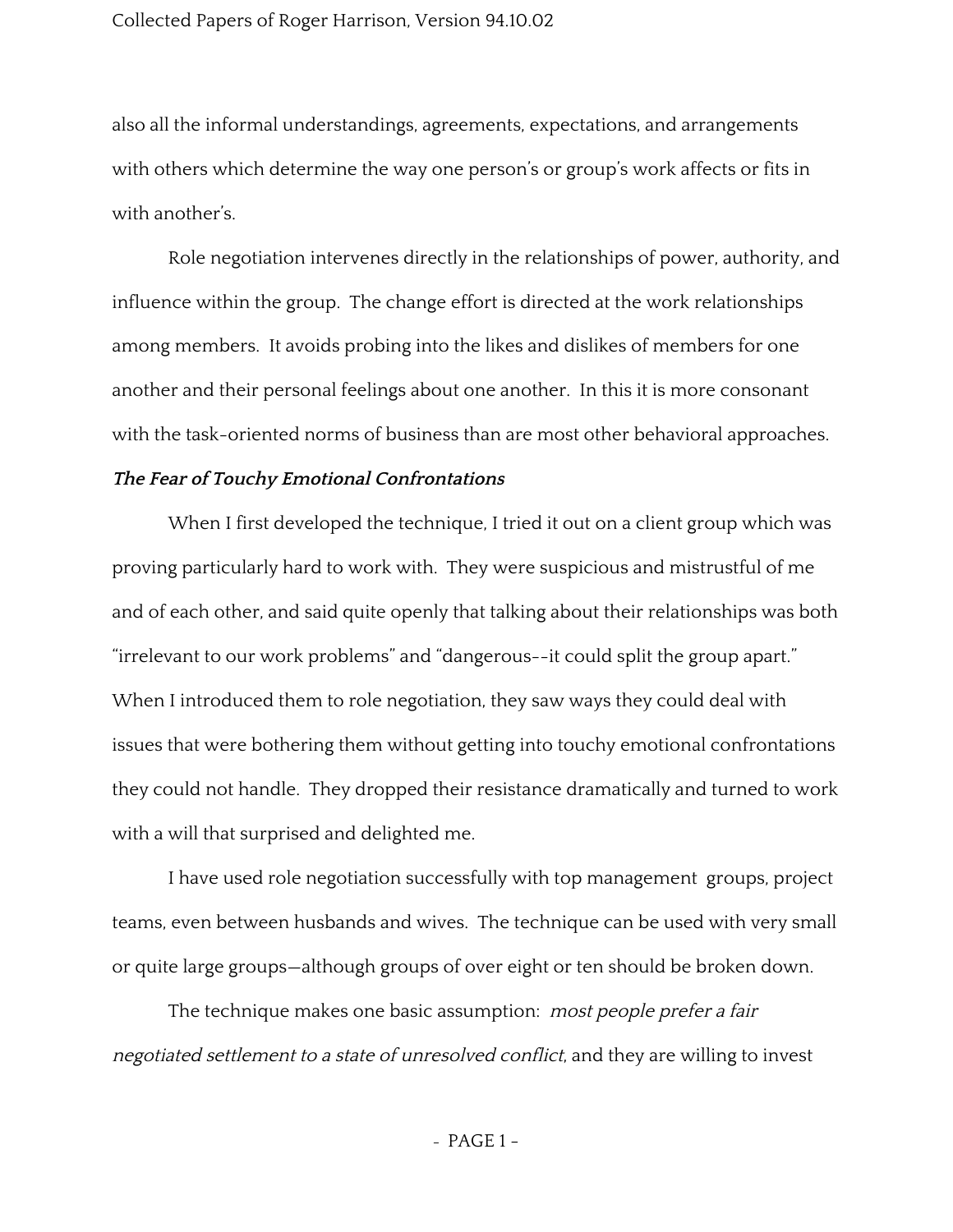also all the informal understandings, agreements, expectations, and arrangements with others which determine the way one person's or group's work affects or fits in with another's.

Role negotiation intervenes directly in the relationships of power, authority, and influence within the group. The change effort is directed at the work relationships among members. It avoids probing into the likes and dislikes of members for one another and their personal feelings about one another. In this it is more consonant with the task-oriented norms of business than are most other behavioral approaches.

***The Fear of Touchy Emotional Confrontations***

When I first developed the technique, I tried it out on a client group which was proving particularly hard to work with. They were suspicious and mistrustful of me and of each other, and said quite openly that talking about their relationships was both "irrelevant to our work problems" and "dangerous--it could split the group apart." When I introduced them to role negotiation, they saw ways they could deal with issues that were bothering them without getting into touchy emotional confrontations they could not handle. They dropped their resistance dramatically and turned to work with a will that surprised and delighted me.

I have used role negotiation successfully with top management groups, project teams, even between husbands and wives. The technique can be used with very small or quite large groups—although groups of over eight or ten should be broken down.

The technique makes one basic assumption: *most people prefer a fair negotiated settlement to a state of unresolved conflict*, and they are willing to invest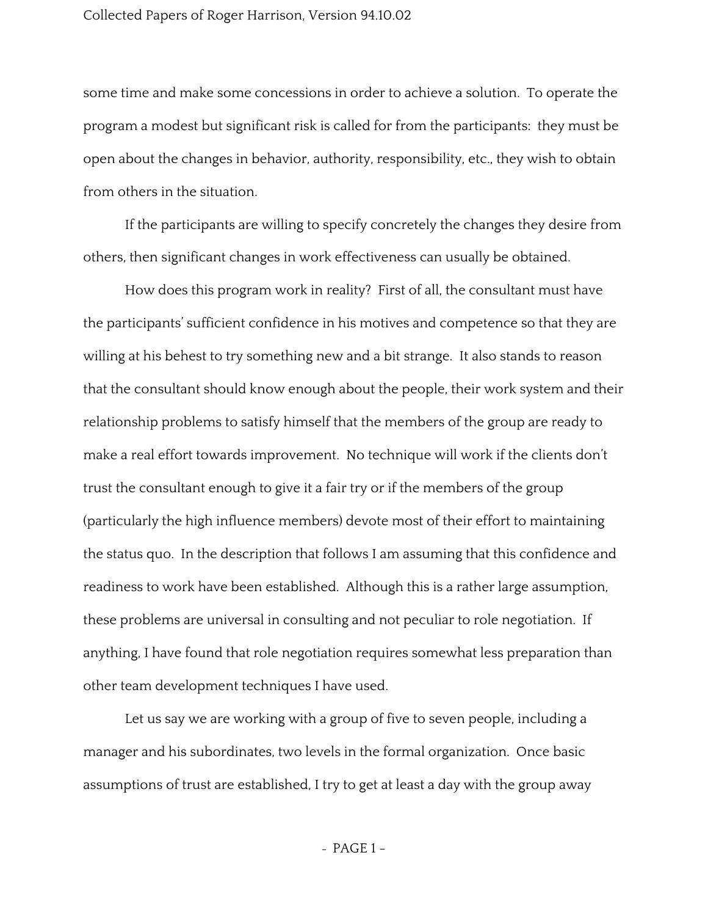some time and make some concessions in order to achieve a solution. To operate the program a modest but significant risk is called for from the participants: they must be open about the changes in behavior, authority, responsibility, etc., they wish to obtain from others in the situation.

If the participants are willing to specify concretely the changes they desire from others, then significant changes in work effectiveness can usually be obtained.

How does this program work in reality? First of all, the consultant must have the participants' sufficient confidence in his motives and competence so that they are willing at his behest to try something new and a bit strange. It also stands to reason that the consultant should know enough about the people, their work system and their relationship problems to satisfy himself that the members of the group are ready to make a real effort towards improvement. No technique will work if the clients don't trust the consultant enough to give it a fair try or if the members of the group (particularly the high influence members) devote most of their effort to maintaining the status quo. In the description that follows I am assuming that this confidence and readiness to work have been established. Although this is a rather large assumption, these problems are universal in consulting and not peculiar to role negotiation. If anything, I have found that role negotiation requires somewhat less preparation than other team development techniques I have used.

Let us say we are working with a group of five to seven people, including a manager and his subordinates, two levels in the formal organization. Once basic assumptions of trust are established, I try to get at least a day with the group away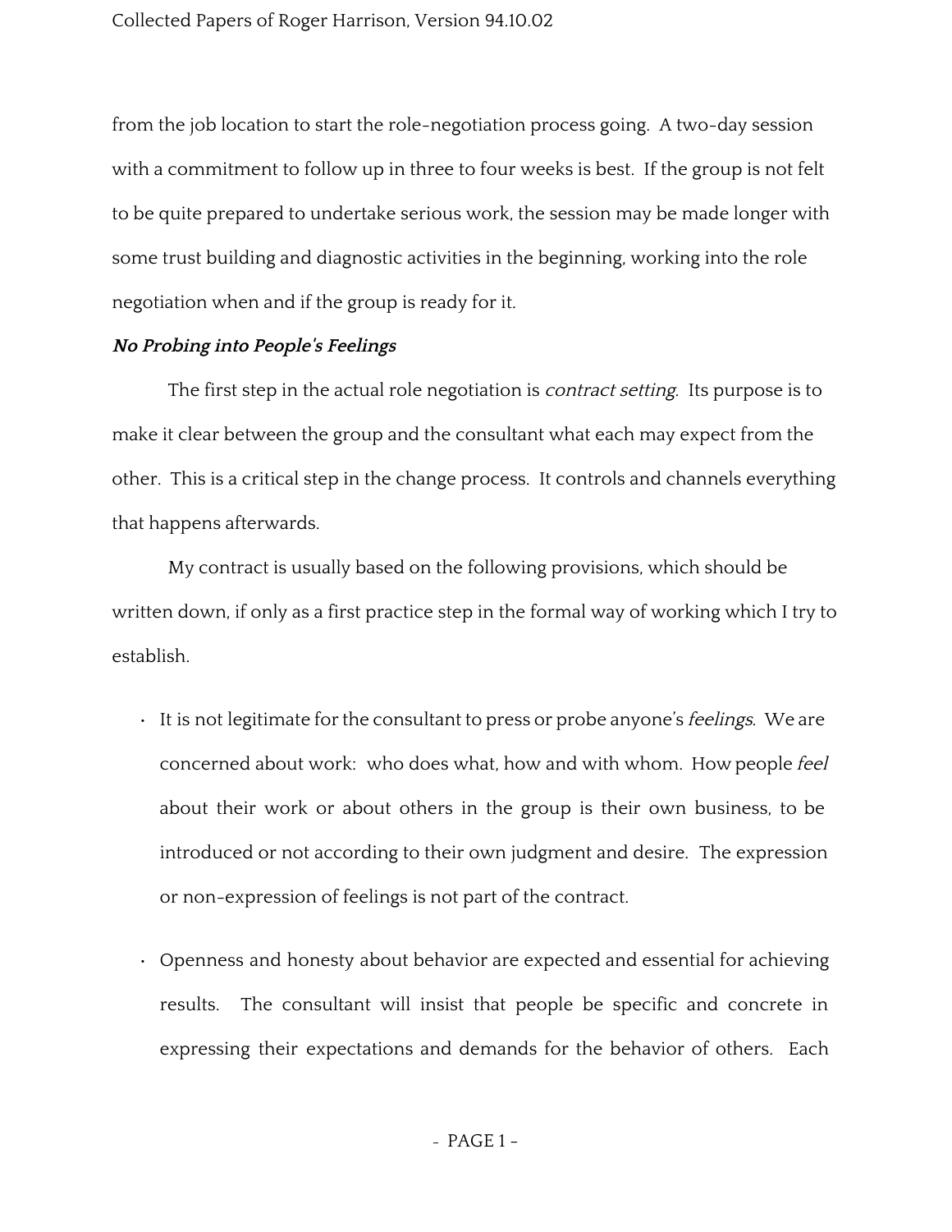from the job location to start the role-negotiation process going. A two-day session with a commitment to follow up in three to four weeks is best. If the group is not felt to be quite prepared to undertake serious work, the session may be made longer with some trust building and diagnostic activities in the beginning, working into the role negotiation when and if the group is ready for it.

### *No Probing into People's Feelings*

The first step in the actual role negotiation is *contract setting*. Its purpose is to make it clear between the group and the consultant what each may expect from the other. This is a critical step in the change process. It controls and channels everything that happens afterwards.

My contract is usually based on the following provisions, which should be written down, if only as a first practice step in the formal way of working which I try to establish.

- It is not legitimate for the consultant to press or probe anyone's *feelings*. We are concerned about work: who does what, how and with whom. How people *feel* about their work or about others in the group is their own business, to be introduced or not according to their own judgment and desire. The expression or non-expression of feelings is not part of the contract.

- Openness and honesty about behavior are expected and essential for achieving results. The consultant will insist that people be specific and concrete in expressing their expectations and demands for the behavior of others. Each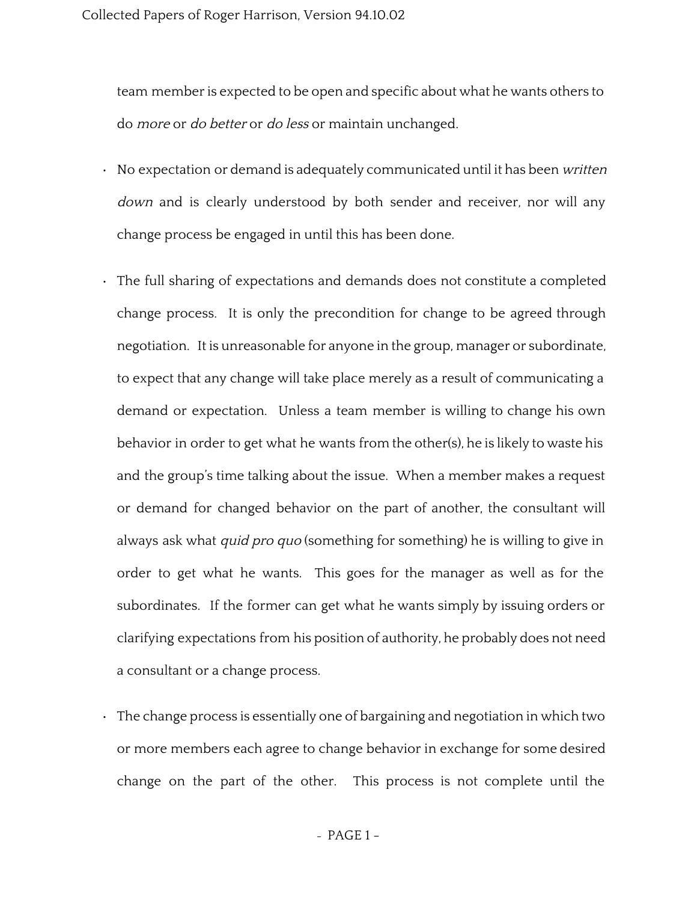team member is expected to be open and specific about what he wants others to do *more* or *do better* or *do less* or maintain unchanged.

- No expectation or demand is adequately communicated until it has been *written down* and is clearly understood by both sender and receiver, nor will any change process be engaged in until this has been done.

- The full sharing of expectations and demands does not constitute a completed change process. It is only the precondition for change to be agreed through negotiation. It is unreasonable for anyone in the group, manager or subordinate, to expect that any change will take place merely as a result of communicating a demand or expectation. Unless a team member is willing to change his own behavior in order to get what he wants from the other(s), he is likely to waste his and the group's time talking about the issue. When a member makes a request or demand for changed behavior on the part of another, the consultant will always ask what *quid pro quo* (something for something) he is willing to give in order to get what he wants. This goes for the manager as well as for the subordinates. If the former can get what he wants simply by issuing orders or clarifying expectations from his position of authority, he probably does not need a consultant or a change process.

- The change process is essentially one of bargaining and negotiation in which two or more members each agree to change behavior in exchange for some desired change on the part of the other. This process is not complete until the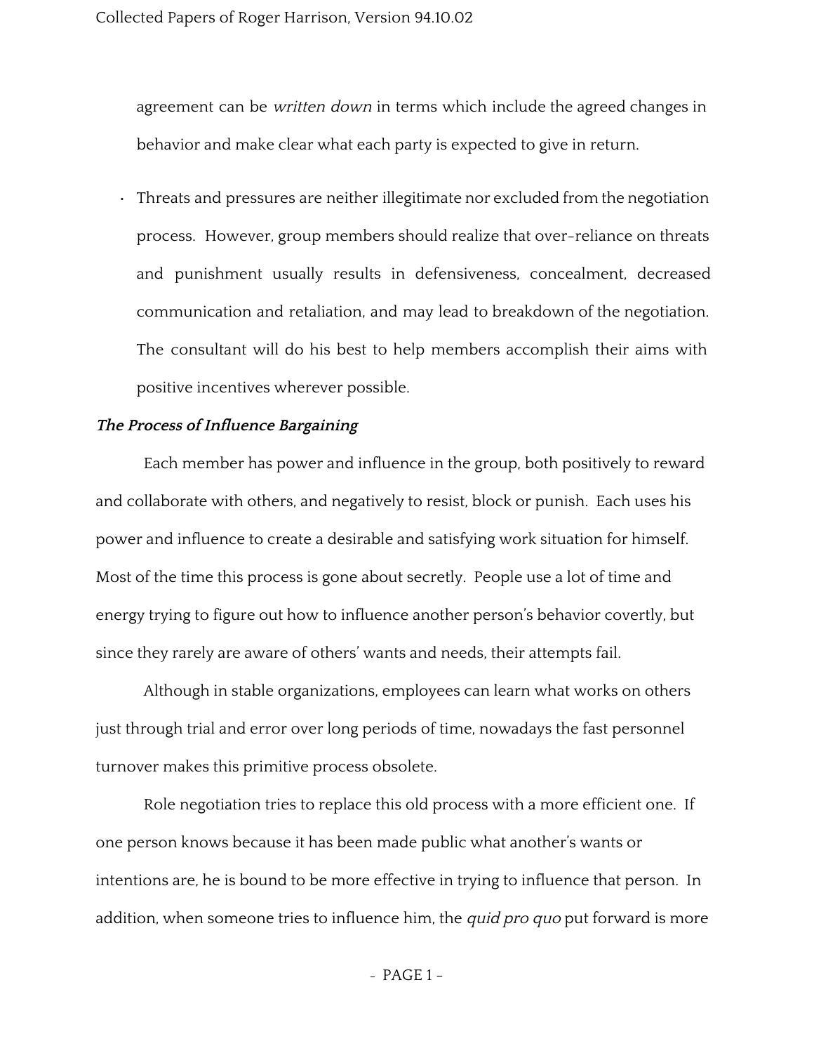agreement can be *written down* in terms which include the agreed changes in behavior and make clear what each party is expected to give in return.

- Threats and pressures are neither illegitimate nor excluded from the negotiation process. However, group members should realize that over-reliance on threats and punishment usually results in defensiveness, concealment, decreased communication and retaliation, and may lead to breakdown of the negotiation. The consultant will do his best to help members accomplish their aims with positive incentives wherever possible.

***The Process of Influence Bargaining***

Each member has power and influence in the group, both positively to reward and collaborate with others, and negatively to resist, block or punish. Each uses his power and influence to create a desirable and satisfying work situation for himself. Most of the time this process is gone about secretly. People use a lot of time and energy trying to figure out how to influence another person's behavior covertly, but since they rarely are aware of others' wants and needs, their attempts fail.

Although in stable organizations, employees can learn what works on others just through trial and error over long periods of time, nowadays the fast personnel turnover makes this primitive process obsolete.

Role negotiation tries to replace this old process with a more efficient one. If one person knows because it has been made public what another's wants or intentions are, he is bound to be more effective in trying to influence that person. In addition, when someone tries to influence him, the *quid pro quo* put forward is more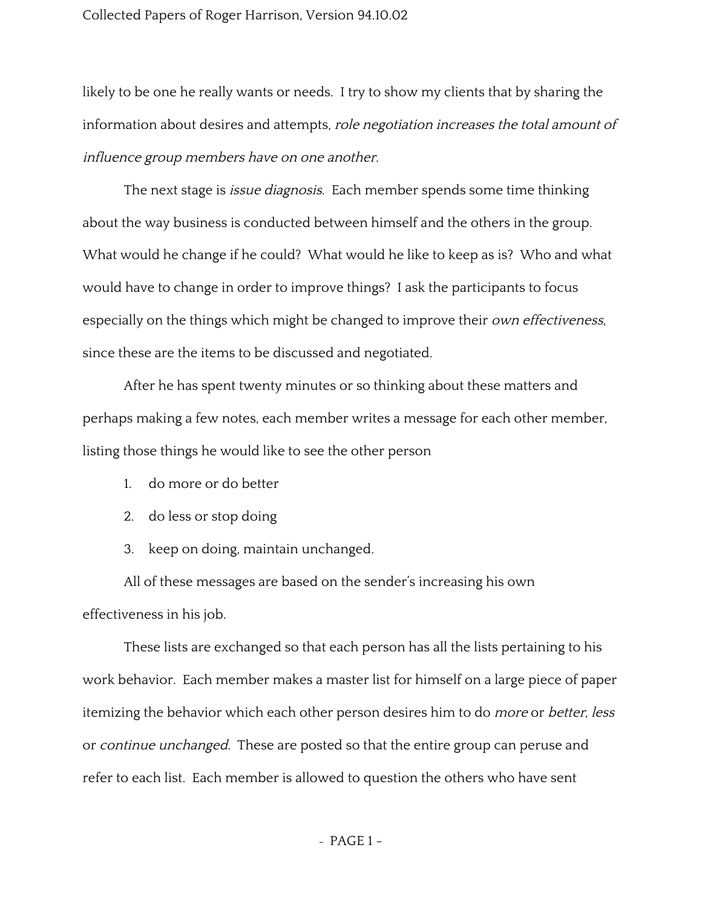likely to be one he really wants or needs. I try to show my clients that by sharing the information about desires and attempts, *role negotiation increases the total amount of influence group members have on one another.*

The next stage is *issue diagnosis*. Each member spends some time thinking about the way business is conducted between himself and the others in the group. What would he change if he could? What would he like to keep as is? Who and what would have to change in order to improve things? I ask the participants to focus especially on the things which might be changed to improve their *own effectiveness*, since these are the items to be discussed and negotiated.

After he has spent twenty minutes or so thinking about these matters and perhaps making a few notes, each member writes a message for each other member, listing those things he would like to see the other person

1. do more or do better
2. do less or stop doing
3. keep on doing, maintain unchanged.

All of these messages are based on the sender's increasing his own effectiveness in his job.

These lists are exchanged so that each person has all the lists pertaining to his work behavior. Each member makes a master list for himself on a large piece of paper itemizing the behavior which each other person desires him to do *more* or *better*, *less* or *continue unchanged*. These are posted so that the entire group can peruse and refer to each list. Each member is allowed to question the others who have sent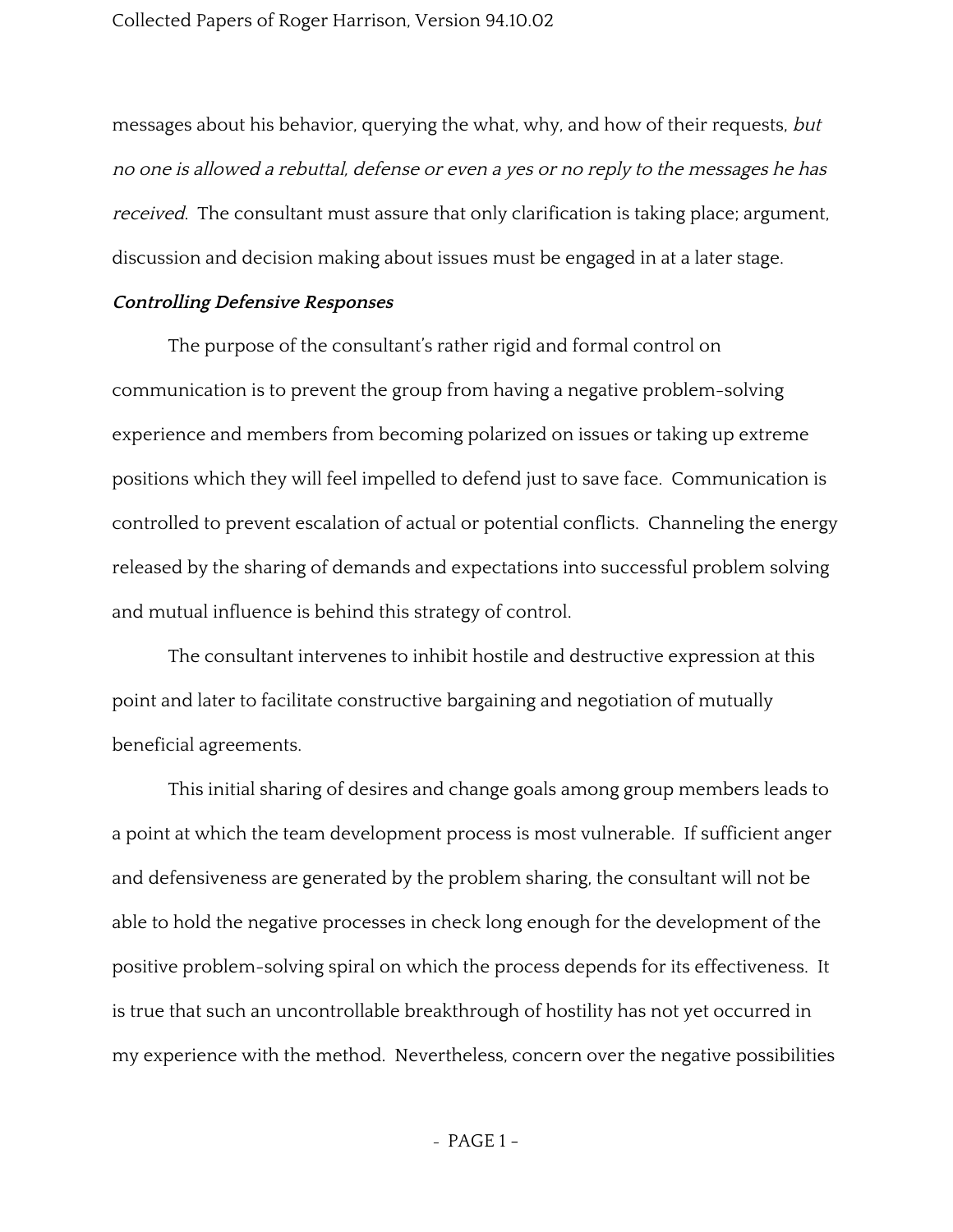messages about his behavior, querying the what, why, and how of their requests, *but no one is allowed a rebuttal, defense or even a yes or no reply to the messages he has received*. The consultant must assure that only clarification is taking place; argument, discussion and decision making about issues must be engaged in at a later stage.

***Controlling Defensive Responses***

The purpose of the consultant's rather rigid and formal control on communication is to prevent the group from having a negative problem-solving experience and members from becoming polarized on issues or taking up extreme positions which they will feel impelled to defend just to save face. Communication is controlled to prevent escalation of actual or potential conflicts. Channeling the energy released by the sharing of demands and expectations into successful problem solving and mutual influence is behind this strategy of control.

The consultant intervenes to inhibit hostile and destructive expression at this point and later to facilitate constructive bargaining and negotiation of mutually beneficial agreements.

This initial sharing of desires and change goals among group members leads to a point at which the team development process is most vulnerable. If sufficient anger and defensiveness are generated by the problem sharing, the consultant will not be able to hold the negative processes in check long enough for the development of the positive problem-solving spiral on which the process depends for its effectiveness. It is true that such an uncontrollable breakthrough of hostility has not yet occurred in my experience with the method. Nevertheless, concern over the negative possibilities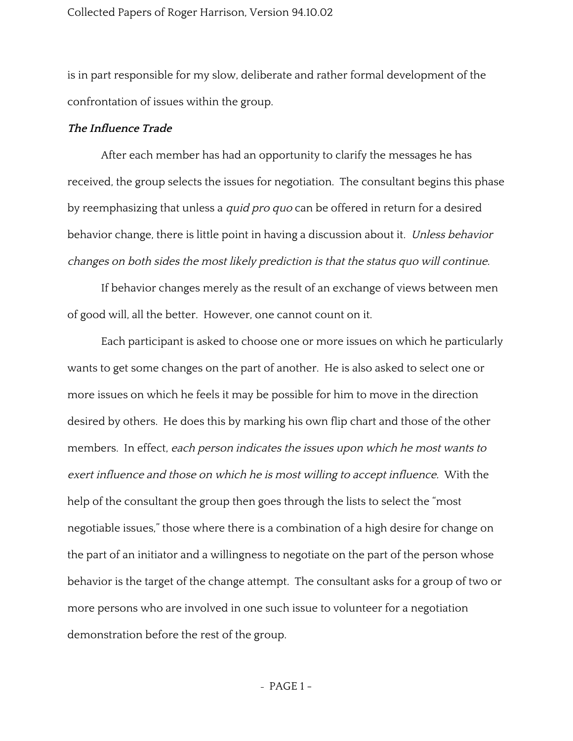is in part responsible for my slow, deliberate and rather formal development of the confrontation of issues within the group.

***The Influence Trade***

After each member has had an opportunity to clarify the messages he has received, the group selects the issues for negotiation. The consultant begins this phase by reemphasizing that unless a *quid pro quo* can be offered in return for a desired behavior change, there is little point in having a discussion about it. *Unless behavior changes on both sides the most likely prediction is that the status quo will continue.*

If behavior changes merely as the result of an exchange of views between men of good will, all the better. However, one cannot count on it.

Each participant is asked to choose one or more issues on which he particularly wants to get some changes on the part of another. He is also asked to select one or more issues on which he feels it may be possible for him to move in the direction desired by others. He does this by marking his own flip chart and those of the other members. In effect, *each person indicates the issues upon which he most wants to exert influence and those on which he is most willing to accept influence.* With the help of the consultant the group then goes through the lists to select the "most negotiable issues," those where there is a combination of a high desire for change on the part of an initiator and a willingness to negotiate on the part of the person whose behavior is the target of the change attempt. The consultant asks for a group of two or more persons who are involved in one such issue to volunteer for a negotiation demonstration before the rest of the group.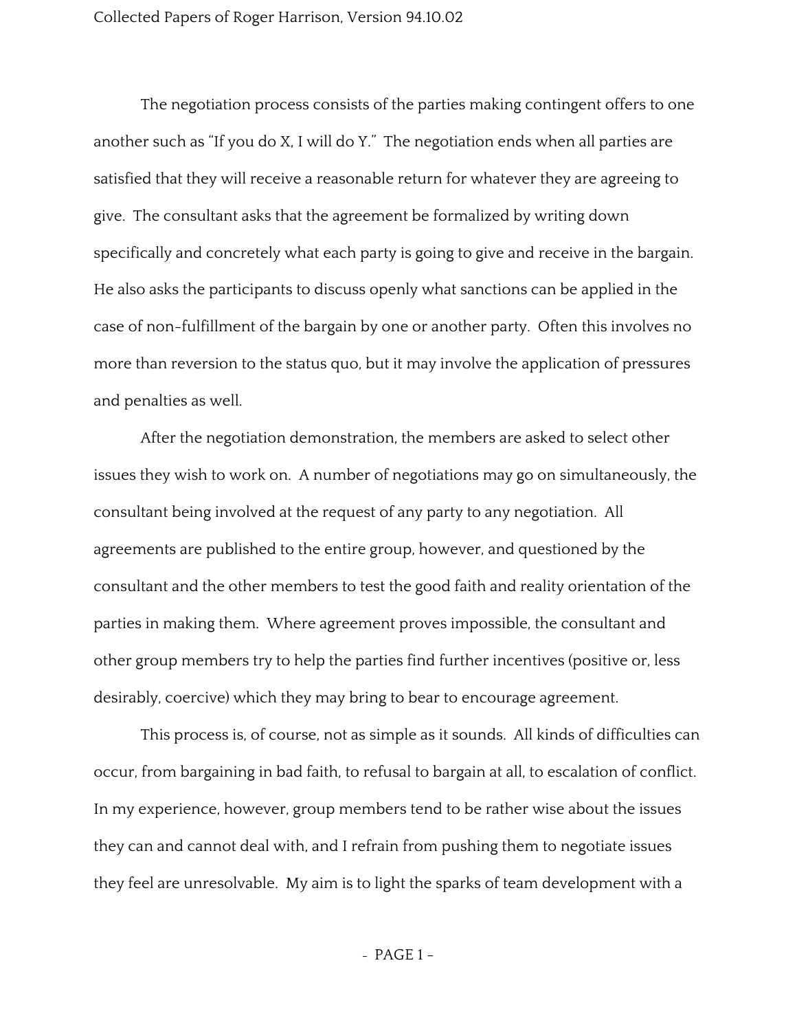The negotiation process consists of the parties making contingent offers to one another such as "If you do X, I will do Y." The negotiation ends when all parties are satisfied that they will receive a reasonable return for whatever they are agreeing to give. The consultant asks that the agreement be formalized by writing down specifically and concretely what each party is going to give and receive in the bargain. He also asks the participants to discuss openly what sanctions can be applied in the case of non-fulfillment of the bargain by one or another party. Often this involves no more than reversion to the status quo, but it may involve the application of pressures and penalties as well.

After the negotiation demonstration, the members are asked to select other issues they wish to work on. A number of negotiations may go on simultaneously, the consultant being involved at the request of any party to any negotiation. All agreements are published to the entire group, however, and questioned by the consultant and the other members to test the good faith and reality orientation of the parties in making them. Where agreement proves impossible, the consultant and other group members try to help the parties find further incentives (positive or, less desirably, coercive) which they may bring to bear to encourage agreement.

This process is, of course, not as simple as it sounds. All kinds of difficulties can occur, from bargaining in bad faith, to refusal to bargain at all, to escalation of conflict. In my experience, however, group members tend to be rather wise about the issues they can and cannot deal with, and I refrain from pushing them to negotiate issues they feel are unresolvable. My aim is to light the sparks of team development with a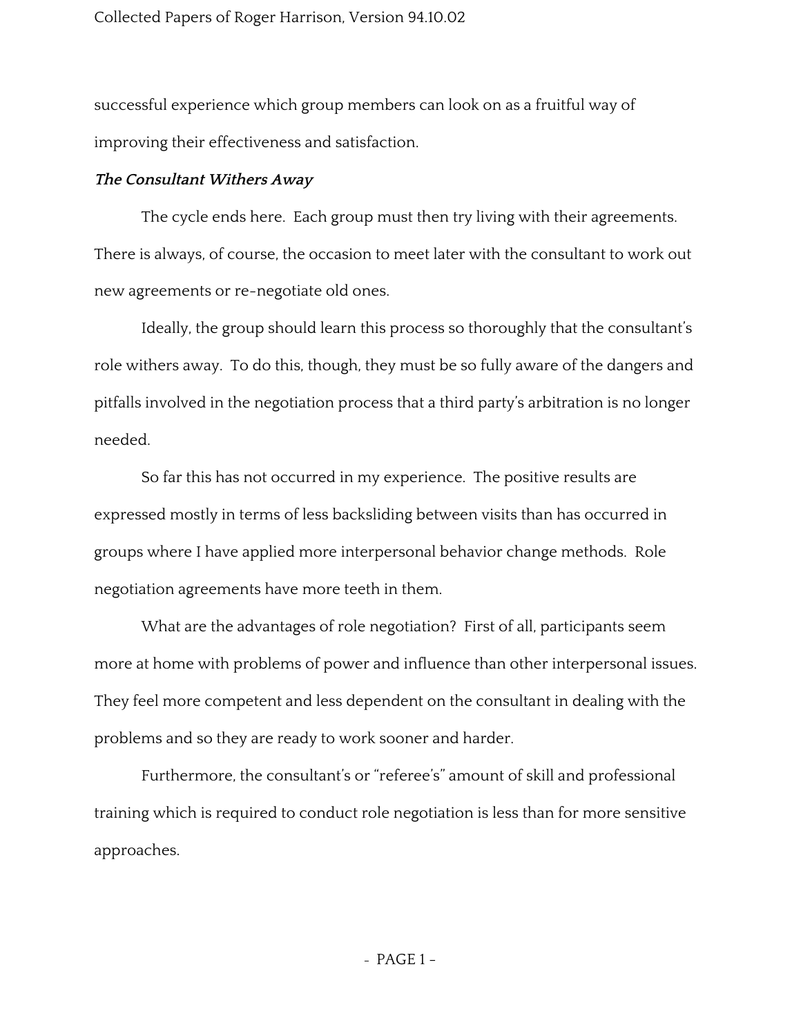successful experience which group members can look on as a fruitful way of improving their effectiveness and satisfaction.

***The Consultant Withers Away***

The cycle ends here. Each group must then try living with their agreements. There is always, of course, the occasion to meet later with the consultant to work out new agreements or re-negotiate old ones.

Ideally, the group should learn this process so thoroughly that the consultant's role withers away. To do this, though, they must be so fully aware of the dangers and pitfalls involved in the negotiation process that a third party's arbitration is no longer needed.

So far this has not occurred in my experience. The positive results are expressed mostly in terms of less backsliding between visits than has occurred in groups where I have applied more interpersonal behavior change methods. Role negotiation agreements have more teeth in them.

What are the advantages of role negotiation? First of all, participants seem more at home with problems of power and influence than other interpersonal issues. They feel more competent and less dependent on the consultant in dealing with the problems and so they are ready to work sooner and harder.

Furthermore, the consultant's or "referee's" amount of skill and professional training which is required to conduct role negotiation is less than for more sensitive approaches.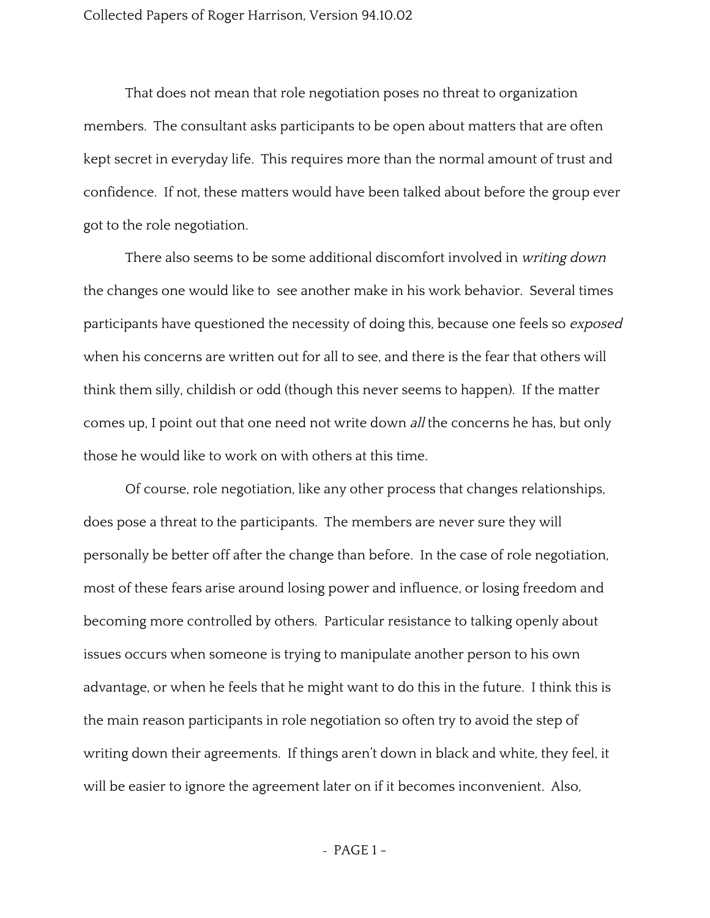That does not mean that role negotiation poses no threat to organization members. The consultant asks participants to be open about matters that are often kept secret in everyday life. This requires more than the normal amount of trust and confidence. If not, these matters would have been talked about before the group ever got to the role negotiation.

There also seems to be some additional discomfort involved in *writing down* the changes one would like to see another make in his work behavior. Several times participants have questioned the necessity of doing this, because one feels so *exposed* when his concerns are written out for all to see, and there is the fear that others will think them silly, childish or odd (though this never seems to happen). If the matter comes up, I point out that one need not write down *all* the concerns he has, but only those he would like to work on with others at this time.

Of course, role negotiation, like any other process that changes relationships, does pose a threat to the participants. The members are never sure they will personally be better off after the change than before. In the case of role negotiation, most of these fears arise around losing power and influence, or losing freedom and becoming more controlled by others. Particular resistance to talking openly about issues occurs when someone is trying to manipulate another person to his own advantage, or when he feels that he might want to do this in the future. I think this is the main reason participants in role negotiation so often try to avoid the step of writing down their agreements. If things aren't down in black and white, they feel, it will be easier to ignore the agreement later on if it becomes inconvenient. Also,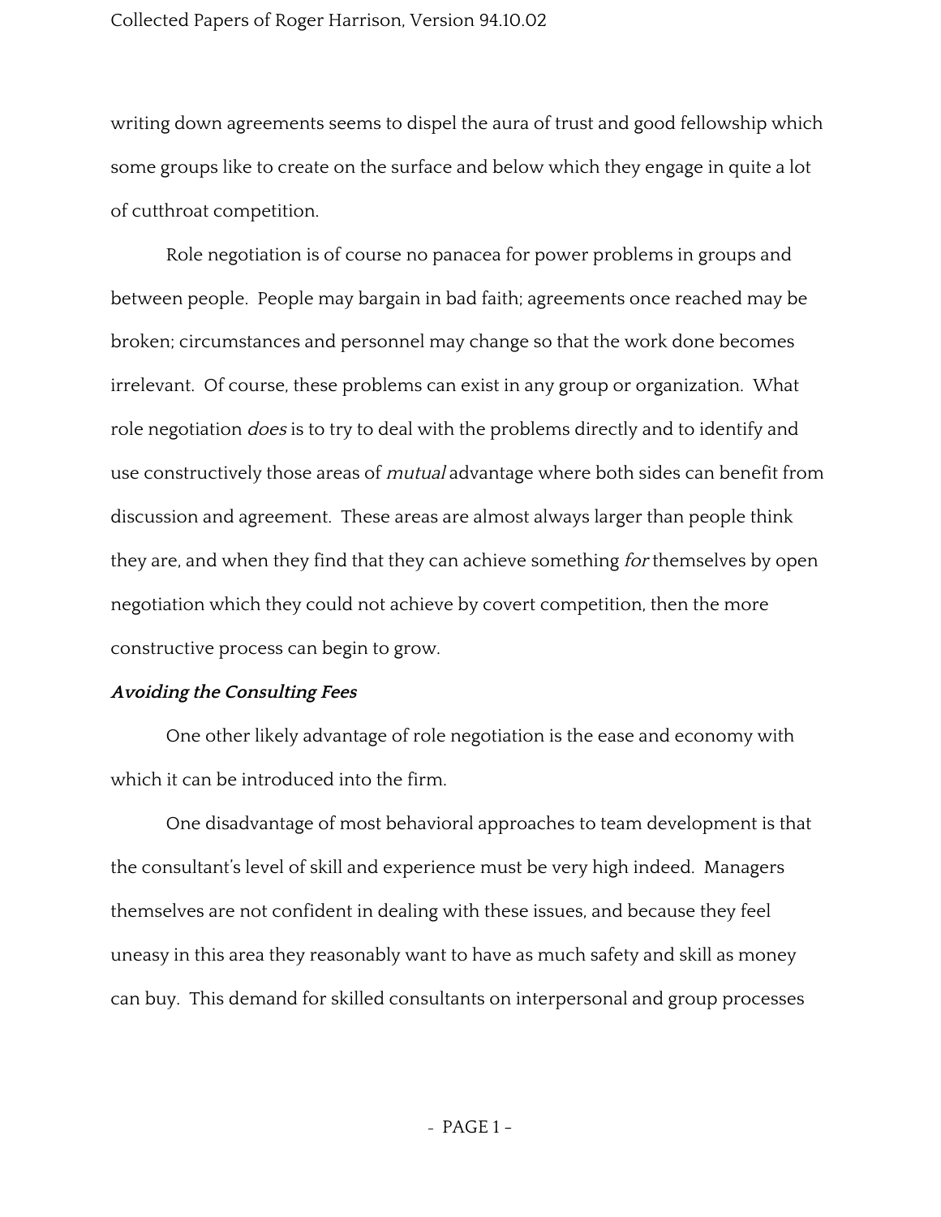writing down agreements seems to dispel the aura of trust and good fellowship which some groups like to create on the surface and below which they engage in quite a lot of cutthroat competition.

Role negotiation is of course no panacea for power problems in groups and between people. People may bargain in bad faith; agreements once reached may be broken; circumstances and personnel may change so that the work done becomes irrelevant. Of course, these problems can exist in any group or organization. What role negotiation *does* is to try to deal with the problems directly and to identify and use constructively those areas of *mutual* advantage where both sides can benefit from discussion and agreement. These areas are almost always larger than people think they are, and when they find that they can achieve something *for* themselves by open negotiation which they could not achieve by covert competition, then the more constructive process can begin to grow.

***Avoiding the Consulting Fees***

One other likely advantage of role negotiation is the ease and economy with which it can be introduced into the firm.

One disadvantage of most behavioral approaches to team development is that the consultant's level of skill and experience must be very high indeed. Managers themselves are not confident in dealing with these issues, and because they feel uneasy in this area they reasonably want to have as much safety and skill as money can buy. This demand for skilled consultants on interpersonal and group processes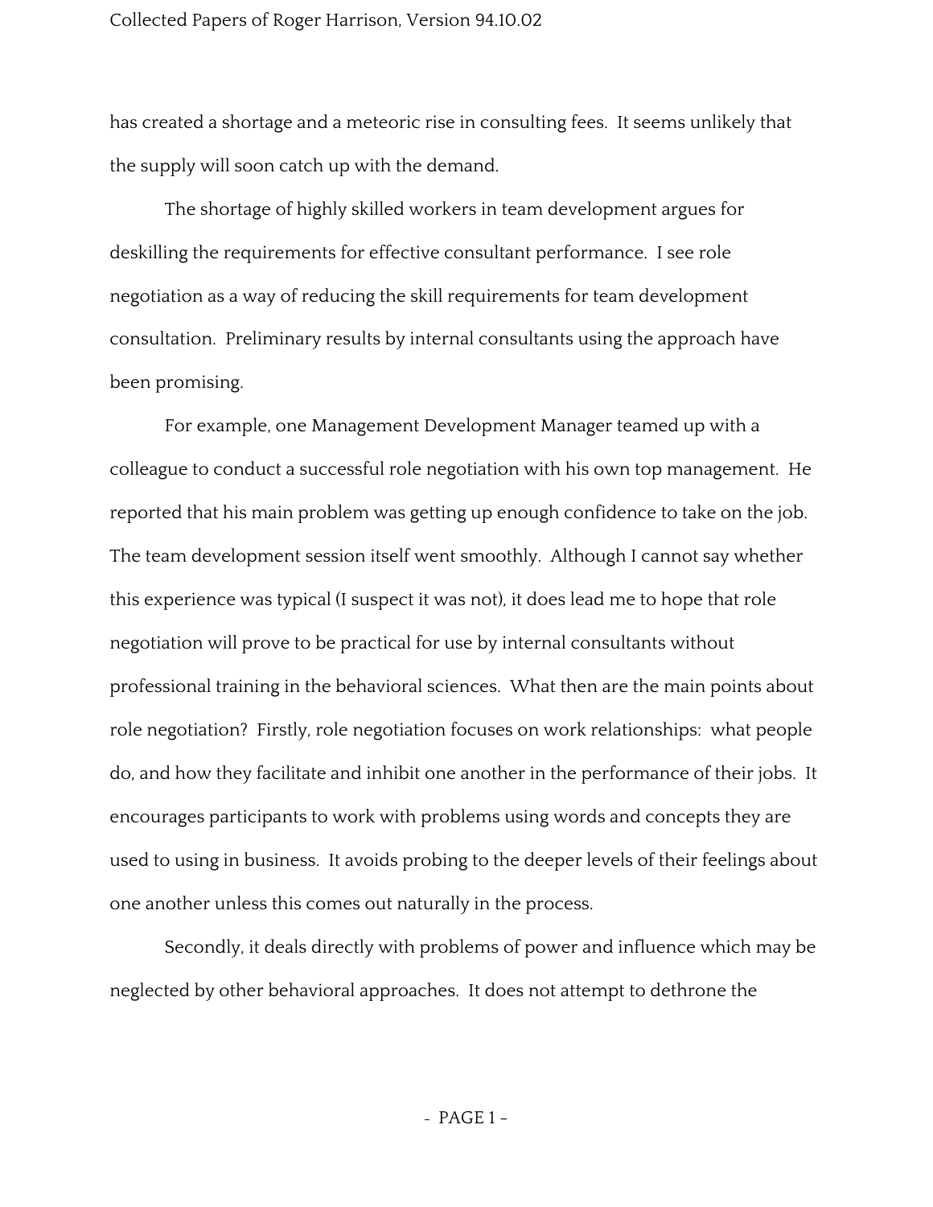has created a shortage and a meteoric rise in consulting fees. It seems unlikely that the supply will soon catch up with the demand.

The shortage of highly skilled workers in team development argues for deskilling the requirements for effective consultant performance. I see role negotiation as a way of reducing the skill requirements for team development consultation. Preliminary results by internal consultants using the approach have been promising.

For example, one Management Development Manager teamed up with a colleague to conduct a successful role negotiation with his own top management. He reported that his main problem was getting up enough confidence to take on the job. The team development session itself went smoothly. Although I cannot say whether this experience was typical (I suspect it was not), it does lead me to hope that role negotiation will prove to be practical for use by internal consultants without professional training in the behavioral sciences. What then are the main points about role negotiation? Firstly, role negotiation focuses on work relationships: what people do, and how they facilitate and inhibit one another in the performance of their jobs. It encourages participants to work with problems using words and concepts they are used to using in business. It avoids probing to the deeper levels of their feelings about one another unless this comes out naturally in the process.

Secondly, it deals directly with problems of power and influence which may be neglected by other behavioral approaches. It does not attempt to dethrone the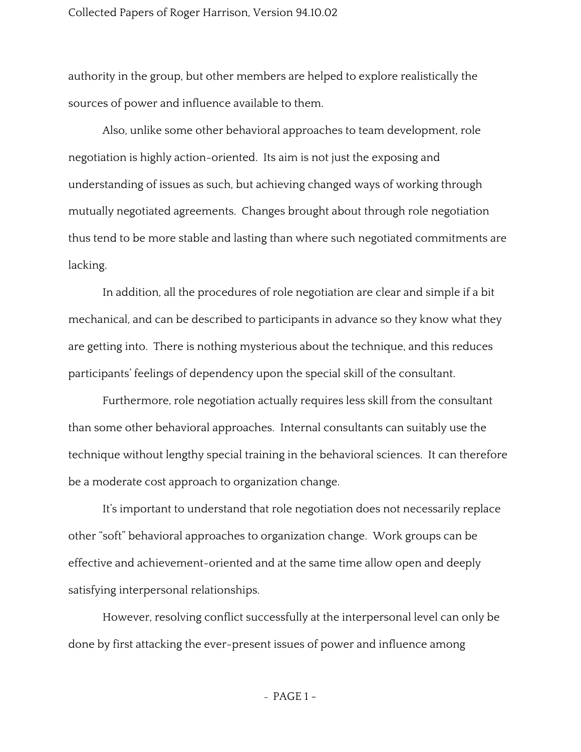authority in the group, but other members are helped to explore realistically the sources of power and influence available to them.

Also, unlike some other behavioral approaches to team development, role negotiation is highly action-oriented. Its aim is not just the exposing and understanding of issues as such, but achieving changed ways of working through mutually negotiated agreements. Changes brought about through role negotiation thus tend to be more stable and lasting than where such negotiated commitments are lacking.

In addition, all the procedures of role negotiation are clear and simple if a bit mechanical, and can be described to participants in advance so they know what they are getting into. There is nothing mysterious about the technique, and this reduces participants' feelings of dependency upon the special skill of the consultant.

Furthermore, role negotiation actually requires less skill from the consultant than some other behavioral approaches. Internal consultants can suitably use the technique without lengthy special training in the behavioral sciences. It can therefore be a moderate cost approach to organization change.

It's important to understand that role negotiation does not necessarily replace other "soft" behavioral approaches to organization change. Work groups can be effective and achievement-oriented and at the same time allow open and deeply satisfying interpersonal relationships.

However, resolving conflict successfully at the interpersonal level can only be done by first attacking the ever-present issues of power and influence among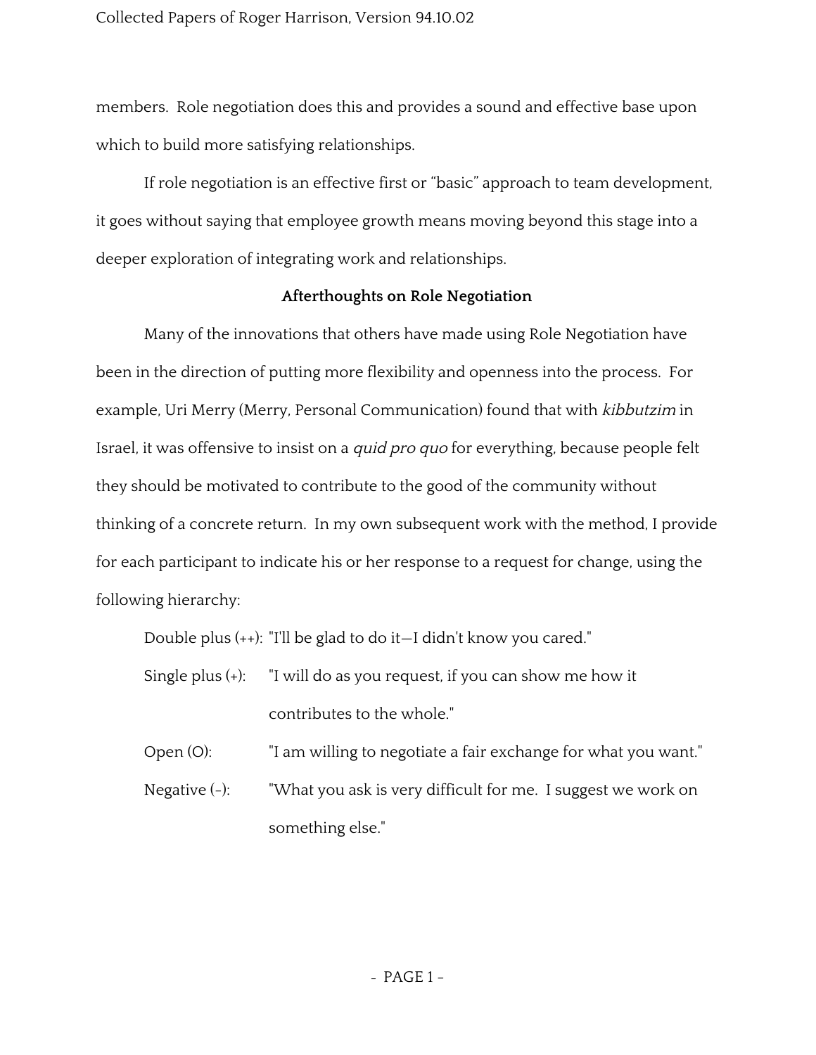members. Role negotiation does this and provides a sound and effective base upon which to build more satisfying relationships.

If role negotiation is an effective first or “basic” approach to team development, it goes without saying that employee growth means moving beyond this stage into a deeper exploration of integrating work and relationships.

### Afterthoughts on Role Negotiation

Many of the innovations that others have made using Role Negotiation have been in the direction of putting more flexibility and openness into the process. For example, Uri Merry (Merry, Personal Communication) found that with *kibbutzim* in Israel, it was offensive to insist on a *quid pro quo* for everything, because people felt they should be motivated to contribute to the good of the community without thinking of a concrete return. In my own subsequent work with the method, I provide for each participant to indicate his or her response to a request for change, using the following hierarchy:

Double plus (++): "I'll be glad to do it—I didn't know you cared."

Single plus (+): "I will do as you request, if you can show me how it contributes to the whole."

Open (O): "I am willing to negotiate a fair exchange for what you want."

Negative (-): "What you ask is very difficult for me. I suggest we work on something else."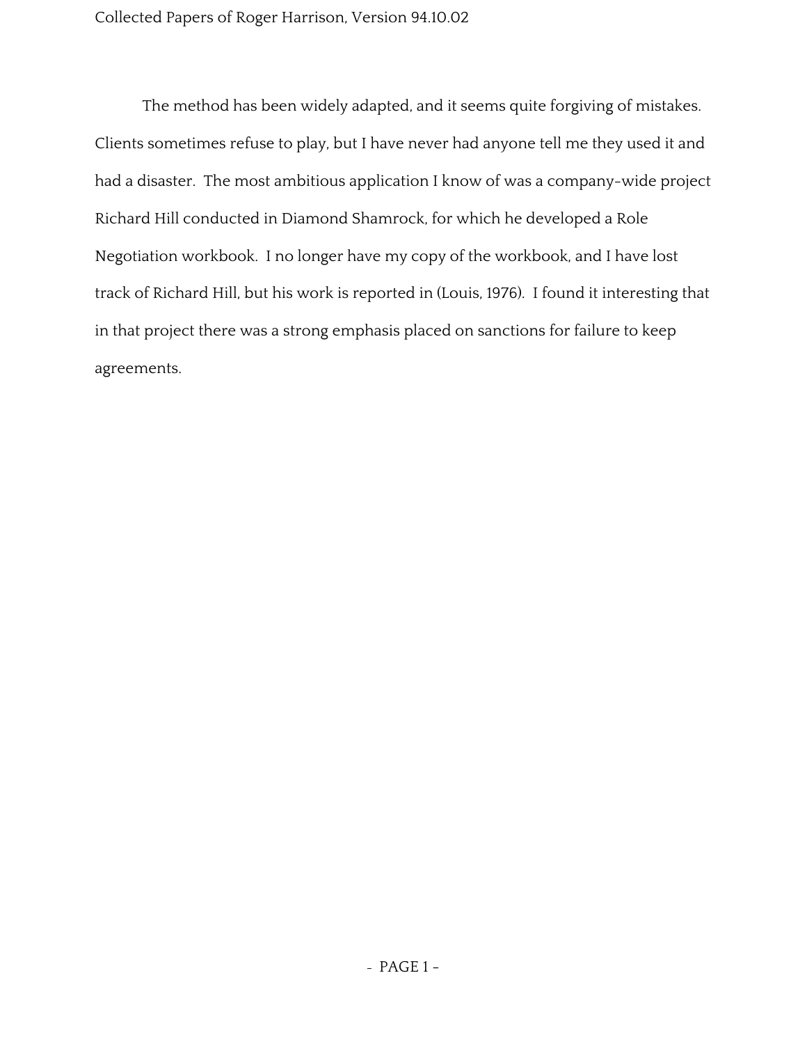The method has been widely adapted, and it seems quite forgiving of mistakes. Clients sometimes refuse to play, but I have never had anyone tell me they used it and had a disaster. The most ambitious application I know of was a company-wide project Richard Hill conducted in Diamond Shamrock, for which he developed a Role Negotiation workbook. I no longer have my copy of the workbook, and I have lost track of Richard Hill, but his work is reported in (Louis, 1976). I found it interesting that in that project there was a strong emphasis placed on sanctions for failure to keep agreements.